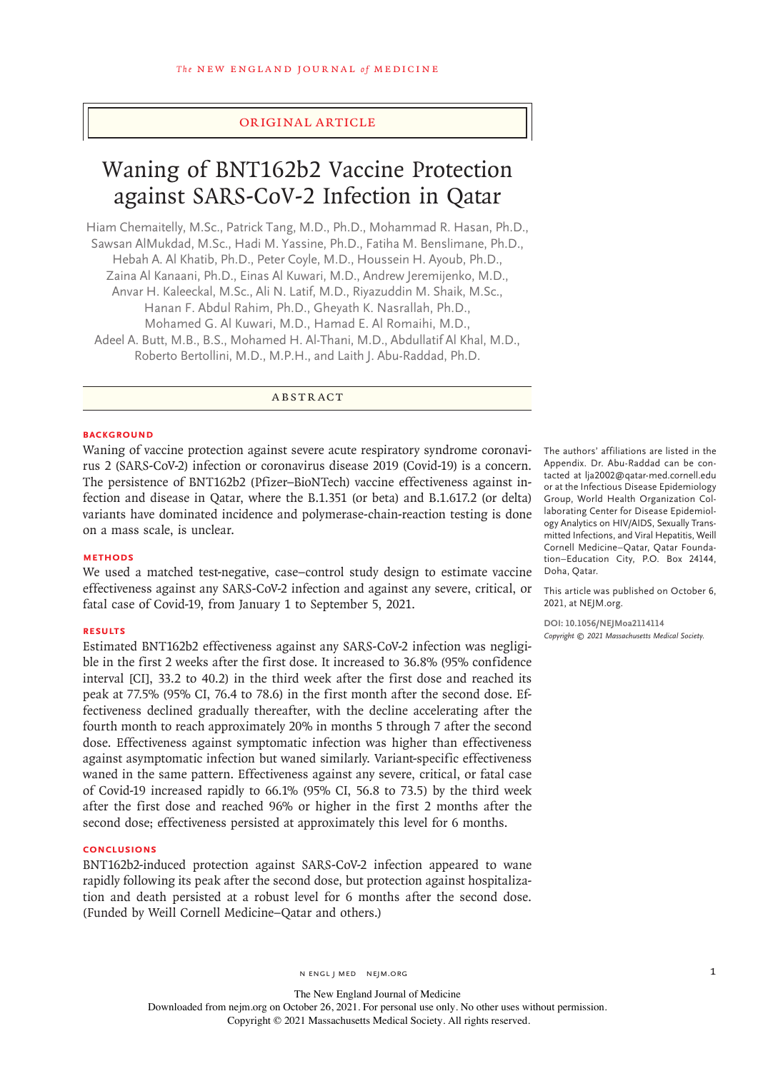ORIGINAL ARTICLE

# Waning of BNT162b2 Vaccine Protection against SARS-CoV-2 Infection in Qatar

Hiam Chemaitelly, M.Sc., Patrick Tang, M.D., Ph.D., Mohammad R. Hasan, Ph.D., Sawsan AlMukdad, M.Sc., Hadi M. Yassine, Ph.D., Fatiha M. Benslimane, Ph.D., Hebah A. Al Khatib, Ph.D., Peter Coyle, M.D., Houssein H. Ayoub, Ph.D., Zaina Al Kanaani, Ph.D., Einas Al Kuwari, M.D., Andrew Jeremijenko, M.D., Anvar H. Kaleeckal, M.Sc., Ali N. Latif, M.D., Riyazuddin M. Shaik, M.Sc., Hanan F. Abdul Rahim, Ph.D., Gheyath K. Nasrallah, Ph.D., Mohamed G. Al Kuwari, M.D., Hamad E. Al Romaihi, M.D., Adeel A. Butt, M.B., B.S., Mohamed H. Al-Thani, M.D., Abdullatif Al Khal, M.D., Roberto Bertollini, M.D., M.P.H., and Laith J. Abu-Raddad, Ph.D.

## ABSTRACT

### BACKGROUND

Waning of vaccine protection against severe acute respiratory syndrome coronavirus 2 (SARS-CoV-2) infection or coronavirus disease 2019 (Covid-19) is a concern. The persistence of BNT162b2 (Pfizer–BioNTech) vaccine effectiveness against infection and disease in Qatar, where the B.1.351 (or beta) and B.1.617.2 (or delta) variants have dominated incidence and polymerase-chain-reaction testing is done on a mass scale, is unclear.

### METHODS

We used a matched test-negative, case–control study design to estimate vaccine effectiveness against any SARS-CoV-2 infection and against any severe, critical, or fatal case of Covid-19, from January 1 to September 5, 2021.

### RESULTS

Estimated BNT162b2 effectiveness against any SARS-CoV-2 infection was negligible in the first 2 weeks after the first dose. It increased to 36.8% (95% confidence interval [CI], 33.2 to 40.2) in the third week after the first dose and reached its peak at 77.5% (95% CI, 76.4 to 78.6) in the first month after the second dose. Effectiveness declined gradually thereafter, with the decline accelerating after the fourth month to reach approximately 20% in months 5 through 7 after the second dose. Effectiveness against symptomatic infection was higher than effectiveness against asymptomatic infection but waned similarly. Variant-specific effectiveness waned in the same pattern. Effectiveness against any severe, critical, or fatal case of Covid-19 increased rapidly to 66.1% (95% CI, 56.8 to 73.5) by the third week after the first dose and reached 96% or higher in the first 2 months after the second dose; effectiveness persisted at approximately this level for 6 months.

### CONCLUSIONS

BNT162b2-induced protection against SARS-CoV-2 infection appeared to wane rapidly following its peak after the second dose, but protection against hospitalization and death persisted at a robust level for 6 months after the second dose. (Funded by Weill Cornell Medicine–Qatar and others.)

The authors' affiliations are listed in the Appendix. Dr. Abu-Raddad can be contacted at lja2002@qatar-med.cornell.edu or at the Infectious Disease Epidemiology Group, World Health Organization Collaborating Center for Disease Epidemiology Analytics on HIV/AIDS, Sexually Transmitted Infections, and Viral Hepatitis, Weill Cornell Medicine–Qatar, Qatar Foundation–Education City, P.O. Box 24144, Doha, Qatar.

This article was published on October 6, 2021, at NEJM.org.

DOI: 10.1056/NEJMoa2114114
*Copyright © 2021 Massachusetts Medical Society.*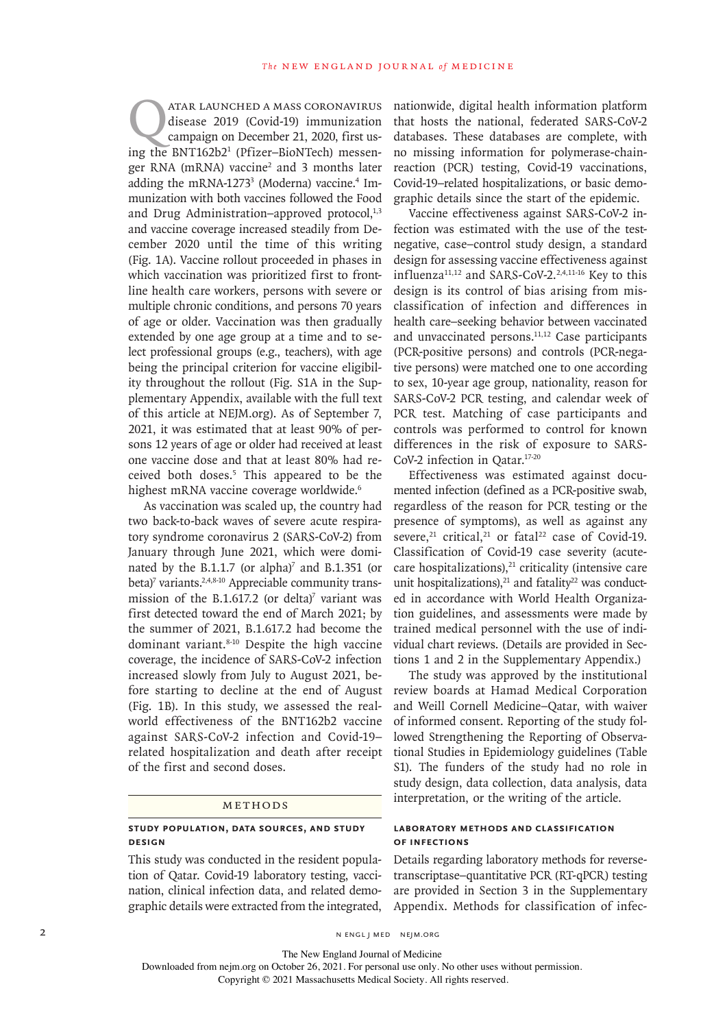Qatar launched a mass coronavirus disease 2019 (Covid-19) immunization campaign on December 21, 2020, first using the BNT162b2[1] (Pfizer–BioNTech) messenger RNA (mRNA) vaccine[2] and 3 months later adding the mRNA-1273[3] (Moderna) vaccine.[4] Immunization with both vaccines followed the Food and Drug Administration–approved protocol,[1,3] and vaccine coverage increased steadily from December 2020 until the time of this writing (Fig. 1A). Vaccine rollout proceeded in phases in which vaccination was prioritized first to frontline health care workers, persons with severe or multiple chronic conditions, and persons 70 years of age or older. Vaccination was then gradually extended by one age group at a time and to select professional groups (e.g., teachers), with age being the principal criterion for vaccine eligibility throughout the rollout (Fig. S1A in the Supplementary Appendix, available with the full text of this article at NEJM.org). As of September 7, 2021, it was estimated that at least 90% of persons 12 years of age or older had received at least one vaccine dose and that at least 80% had received both doses.[5] This appeared to be the highest mRNA vaccine coverage worldwide.[6]

As vaccination was scaled up, the country had two back-to-back waves of severe acute respiratory syndrome coronavirus 2 (SARS-CoV-2) from January through June 2021, which were dominated by the B.1.1.7 (or alpha)[7] and B.1.351 (or beta)[7] variants.[2,4,8-10] Appreciable community transmission of the B.1.617.2 (or delta)[7] variant was first detected toward the end of March 2021; by the summer of 2021, B.1.617.2 had become the dominant variant.[8-10] Despite the high vaccine coverage, the incidence of SARS-CoV-2 infection increased slowly from July to August 2021, before starting to decline at the end of August (Fig. 1B). In this study, we assessed the real-world effectiveness of the BNT162b2 vaccine against SARS-CoV-2 infection and Covid-19–related hospitalization and death after receipt of the first and second doses.

## Methods

### Study Population, Data Sources, and Study Design

This study was conducted in the resident population of Qatar. Covid-19 laboratory testing, vaccination, clinical infection data, and related demographic details were extracted from the integrated, nationwide, digital health information platform that hosts the national, federated SARS-CoV-2 databases. These databases are complete, with no missing information for polymerase-chain-reaction (PCR) testing, Covid-19 vaccinations, Covid-19–related hospitalizations, or basic demographic details since the start of the epidemic.

Vaccine effectiveness against SARS-CoV-2 infection was estimated with the use of the test-negative, case–control study design, a standard design for assessing vaccine effectiveness against influenza[11,12] and SARS-CoV-2.[2,4,11-16] Key to this design is its control of bias arising from misclassification of infection and differences in health care–seeking behavior between vaccinated and unvaccinated persons.[11,12] Case participants (PCR-positive persons) and controls (PCR-negative persons) were matched one to one according to sex, 10-year age group, nationality, reason for SARS-CoV-2 PCR testing, and calendar week of PCR test. Matching of case participants and controls was performed to control for known differences in the risk of exposure to SARS-CoV-2 infection in Qatar.[17-20]

Effectiveness was estimated against documented infection (defined as a PCR-positive swab, regardless of the reason for PCR testing or the presence of symptoms), as well as against any severe,[21] critical,[21] or fatal[22] case of Covid-19. Classification of Covid-19 case severity (acute-care hospitalizations),[21] criticality (intensive care unit hospitalizations),[21] and fatality[22] was conducted in accordance with World Health Organization guidelines, and assessments were made by trained medical personnel with the use of individual chart reviews. (Details are provided in Sections 1 and 2 in the Supplementary Appendix.)

The study was approved by the institutional review boards at Hamad Medical Corporation and Weill Cornell Medicine–Qatar, with waiver of informed consent. Reporting of the study followed Strengthening the Reporting of Observational Studies in Epidemiology guidelines (Table S1). The funders of the study had no role in study design, data collection, data analysis, data interpretation, or the writing of the article.

### Laboratory Methods and Classification of Infections

Details regarding laboratory methods for reverse-transcriptase–quantitative PCR (RT-qPCR) testing are provided in Section 3 in the Supplementary Appendix. Methods for classification of infec-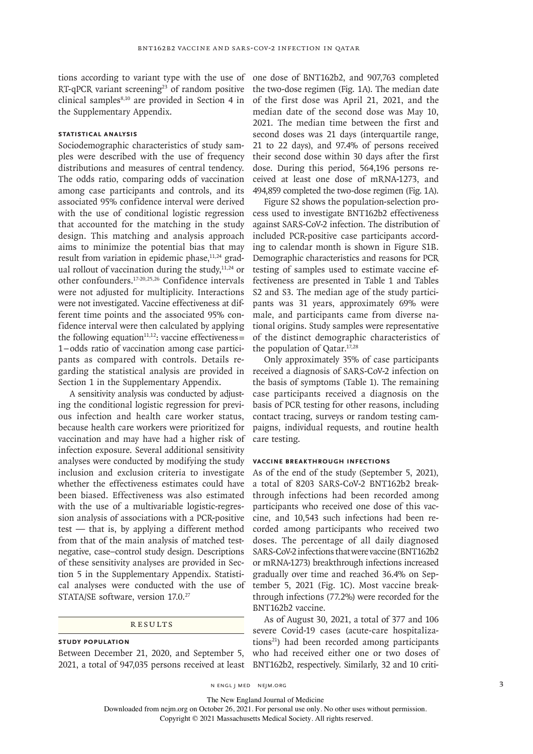tions according to variant type with the use of RT-qPCR variant screening[23] of random positive clinical samples[8,10] are provided in Section 4 in the Supplementary Appendix.

### Statistical Analysis

Sociodemographic characteristics of study samples were described with the use of frequency distributions and measures of central tendency. The odds ratio, comparing odds of vaccination among case participants and controls, and its associated 95% confidence interval were derived with the use of conditional logistic regression that accounted for the matching in the study design. This matching and analysis approach aims to minimize the potential bias that may result from variation in epidemic phase,[11,24] gradual rollout of vaccination during the study,[11,24] or other confounders.[17-20,25,26] Confidence intervals were not adjusted for multiplicity. Interactions were not investigated. Vaccine effectiveness at different time points and the associated 95% confidence interval were then calculated by applying the following equation[11,12]: vaccine effectiveness = 1 − odds ratio of vaccination among case participants as compared with controls. Details regarding the statistical analysis are provided in Section 1 in the Supplementary Appendix.

A sensitivity analysis was conducted by adjusting the conditional logistic regression for previous infection and health care worker status, because health care workers were prioritized for vaccination and may have had a higher risk of infection exposure. Several additional sensitivity analyses were conducted by modifying the study inclusion and exclusion criteria to investigate whether the effectiveness estimates could have been biased. Effectiveness was also estimated with the use of a multivariable logistic-regression analysis of associations with a PCR-positive test — that is, by applying a different method from that of the main analysis of matched test-negative, case–control study design. Descriptions of these sensitivity analyses are provided in Section 5 in the Supplementary Appendix. Statistical analyses were conducted with the use of STATA/SE software, version 17.0.[27]

## Results

### Study Population

Between December 21, 2020, and September 5, 2021, a total of 947,035 persons received at least one dose of BNT162b2, and 907,763 completed the two-dose regimen (Fig. 1A). The median date of the first dose was April 21, 2021, and the median date of the second dose was May 10, 2021. The median time between the first and second doses was 21 days (interquartile range, 21 to 22 days), and 97.4% of persons received their second dose within 30 days after the first dose. During this period, 564,196 persons received at least one dose of mRNA-1273, and 494,859 completed the two-dose regimen (Fig. 1A).

Figure S2 shows the population-selection process used to investigate BNT162b2 effectiveness against SARS-CoV-2 infection. The distribution of included PCR-positive case participants according to calendar month is shown in Figure S1B. Demographic characteristics and reasons for PCR testing of samples used to estimate vaccine effectiveness are presented in Table 1 and Tables S2 and S3. The median age of the study participants was 31 years, approximately 69% were male, and participants came from diverse national origins. Study samples were representative of the distinct demographic characteristics of the population of Qatar.[17,28]

Only approximately 35% of case participants received a diagnosis of SARS-CoV-2 infection on the basis of symptoms (Table 1). The remaining case participants received a diagnosis on the basis of PCR testing for other reasons, including contact tracing, surveys or random testing campaigns, individual requests, and routine health care testing.

### Vaccine Breakthrough Infections

As of the end of the study (September 5, 2021), a total of 8203 SARS-CoV-2 BNT162b2 breakthrough infections had been recorded among participants who received one dose of this vaccine, and 10,543 such infections had been recorded among participants who received two doses. The percentage of all daily diagnosed SARS-CoV-2 infections that were vaccine (BNT162b2 or mRNA-1273) breakthrough infections increased gradually over time and reached 36.4% on September 5, 2021 (Fig. 1C). Most vaccine breakthrough infections (77.2%) were recorded for the BNT162b2 vaccine.

As of August 30, 2021, a total of 377 and 106 severe Covid-19 cases (acute-care hospitalizations[21]) had been recorded among participants who had received either one or two doses of BNT162b2, respectively. Similarly, 32 and 10 criti-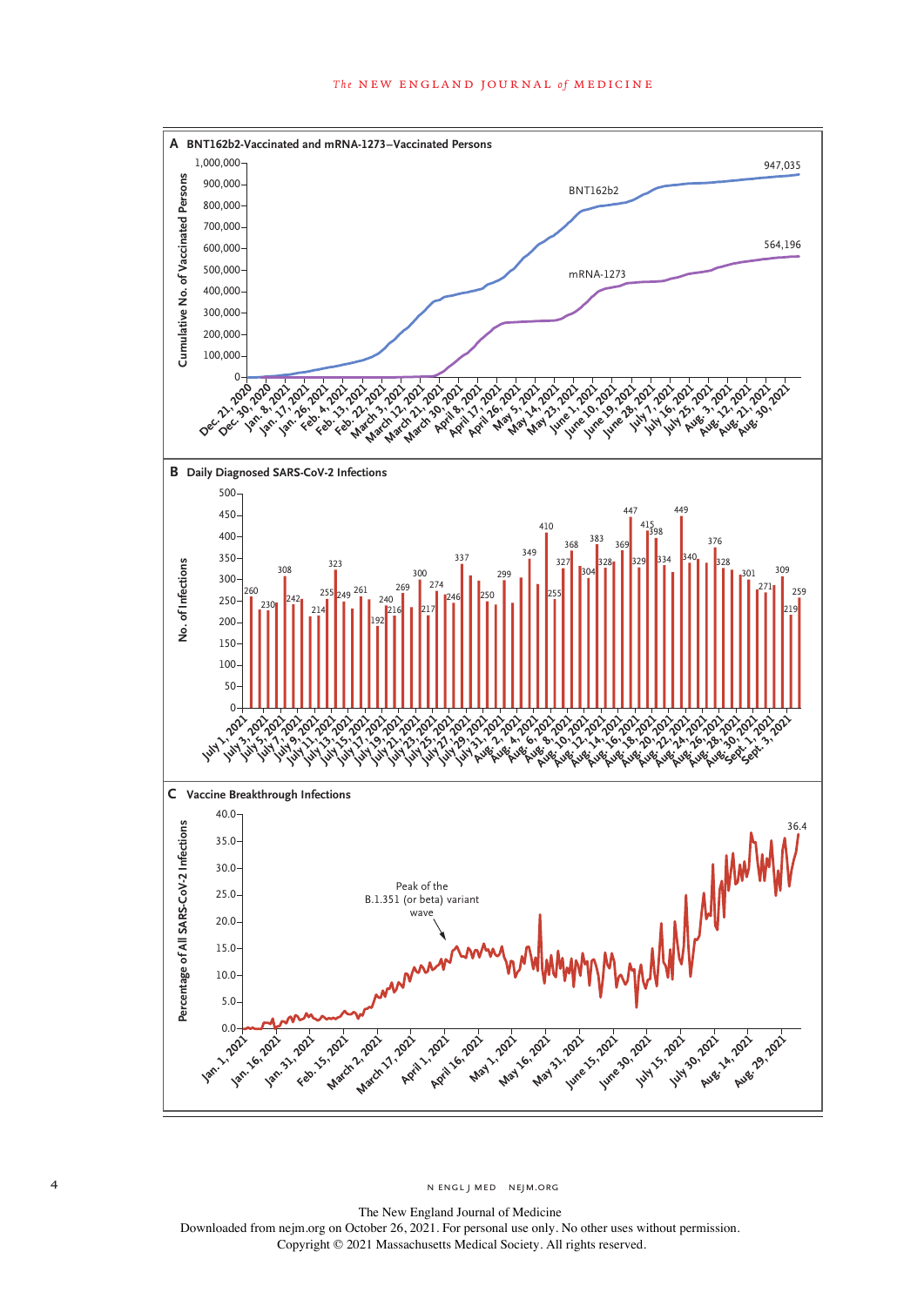**A BNT162b2-Vaccinated and mRNA-1273–Vaccinated Persons**

Cumulative No. of Vaccinated Persons

BNT162b2: 947,035

mRNA-1273: 564,196

**B Daily Diagnosed SARS-CoV-2 Infections**

No. of Infections

**C Vaccine Breakthrough Infections**

Percentage of All SARS-CoV-2 Infections

Peak of the B.1.351 (or beta) variant wave

36.4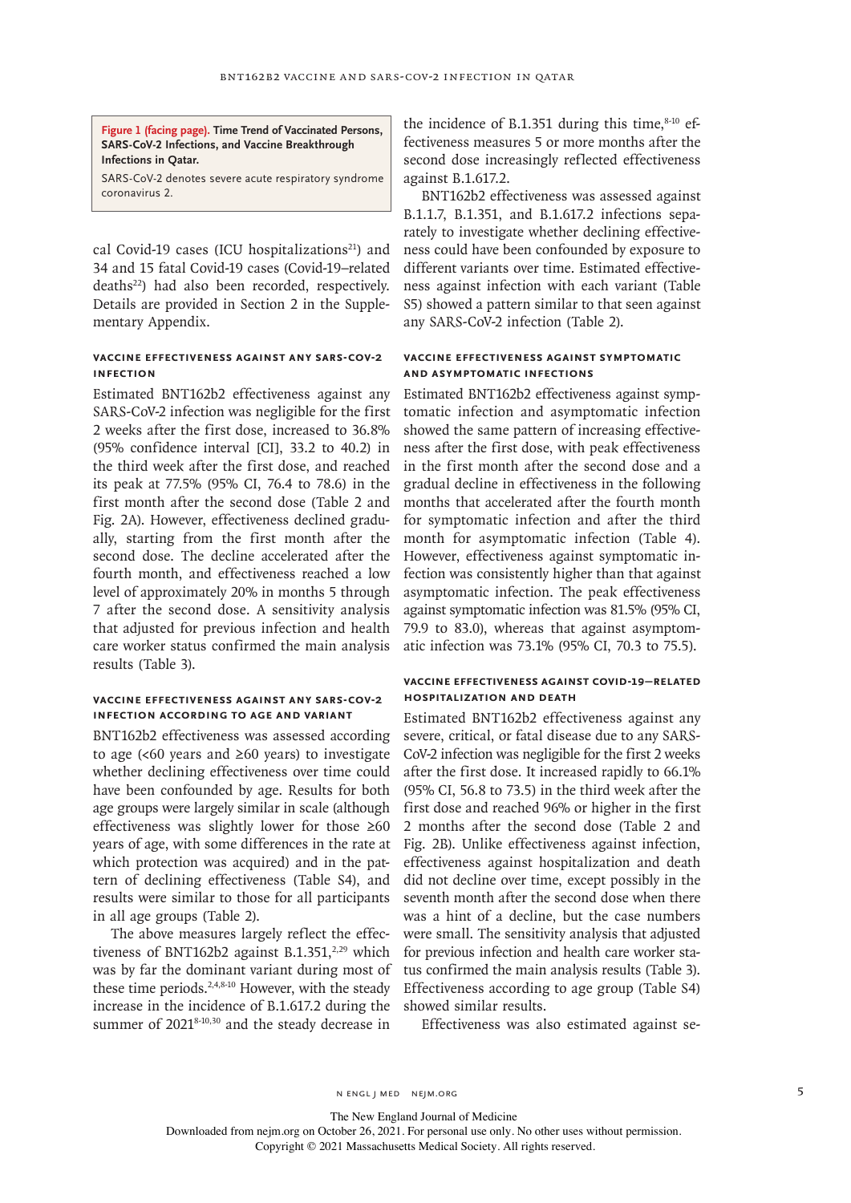**Figure 1 (facing page). Time Trend of Vaccinated Persons, SARS-CoV-2 Infections, and Vaccine Breakthrough Infections in Qatar.**

SARS-CoV-2 denotes severe acute respiratory syndrome coronavirus 2.

cal Covid-19 cases (ICU hospitalizations[21]) and 34 and 15 fatal Covid-19 cases (Covid-19–related deaths[22]) had also been recorded, respectively. Details are provided in Section 2 in the Supplementary Appendix.

### Vaccine Effectiveness against Any SARS-CoV-2 Infection

Estimated BNT162b2 effectiveness against any SARS-CoV-2 infection was negligible for the first 2 weeks after the first dose, increased to 36.8% (95% confidence interval [CI], 33.2 to 40.2) in the third week after the first dose, and reached its peak at 77.5% (95% CI, 76.4 to 78.6) in the first month after the second dose (Table 2 and Fig. 2A). However, effectiveness declined gradually, starting from the first month after the second dose. The decline accelerated after the fourth month, and effectiveness reached a low level of approximately 20% in months 5 through 7 after the second dose. A sensitivity analysis that adjusted for previous infection and health care worker status confirmed the main analysis results (Table 3).

### Vaccine Effectiveness against Any SARS-CoV-2 Infection According to Age and Variant

BNT162b2 effectiveness was assessed according to age (<60 years and ≥60 years) to investigate whether declining effectiveness over time could have been confounded by age. Results for both age groups were largely similar in scale (although effectiveness was slightly lower for those ≥60 years of age, with some differences in the rate at which protection was acquired) and in the pattern of declining effectiveness (Table S4), and results were similar to those for all participants in all age groups (Table 2).

The above measures largely reflect the effectiveness of BNT162b2 against B.1.351,[2,29] which was by far the dominant variant during most of these time periods.[2,4,8-10] However, with the steady increase in the incidence of B.1.617.2 during the summer of 2021[8-10,30] and the steady decrease in the incidence of B.1.351 during this time,[8-10] effectiveness measures 5 or more months after the second dose increasingly reflected effectiveness against B.1.617.2.

BNT162b2 effectiveness was assessed against B.1.1.7, B.1.351, and B.1.617.2 infections separately to investigate whether declining effectiveness could have been confounded by exposure to different variants over time. Estimated effectiveness against infection with each variant (Table S5) showed a pattern similar to that seen against any SARS-CoV-2 infection (Table 2).

### Vaccine Effectiveness against Symptomatic and Asymptomatic Infections

Estimated BNT162b2 effectiveness against symptomatic infection and asymptomatic infection showed the same pattern of increasing effectiveness after the first dose, with peak effectiveness in the first month after the second dose and a gradual decline in effectiveness in the following months that accelerated after the fourth month for symptomatic infection and after the third month for asymptomatic infection (Table 4). However, effectiveness against symptomatic infection was consistently higher than that against asymptomatic infection. The peak effectiveness against symptomatic infection was 81.5% (95% CI, 79.9 to 83.0), whereas that against asymptomatic infection was 73.1% (95% CI, 70.3 to 75.5).

### Vaccine Effectiveness against Covid-19–Related Hospitalization and Death

Estimated BNT162b2 effectiveness against any severe, critical, or fatal disease due to any SARS-CoV-2 infection was negligible for the first 2 weeks after the first dose. It increased rapidly to 66.1% (95% CI, 56.8 to 73.5) in the third week after the first dose and reached 96% or higher in the first 2 months after the second dose (Table 2 and Fig. 2B). Unlike effectiveness against infection, effectiveness against hospitalization and death did not decline over time, except possibly in the seventh month after the second dose when there was a hint of a decline, but the case numbers were small. The sensitivity analysis that adjusted for previous infection and health care worker status confirmed the main analysis results (Table 3). Effectiveness according to age group (Table S4) showed similar results.

Effectiveness was also estimated against se-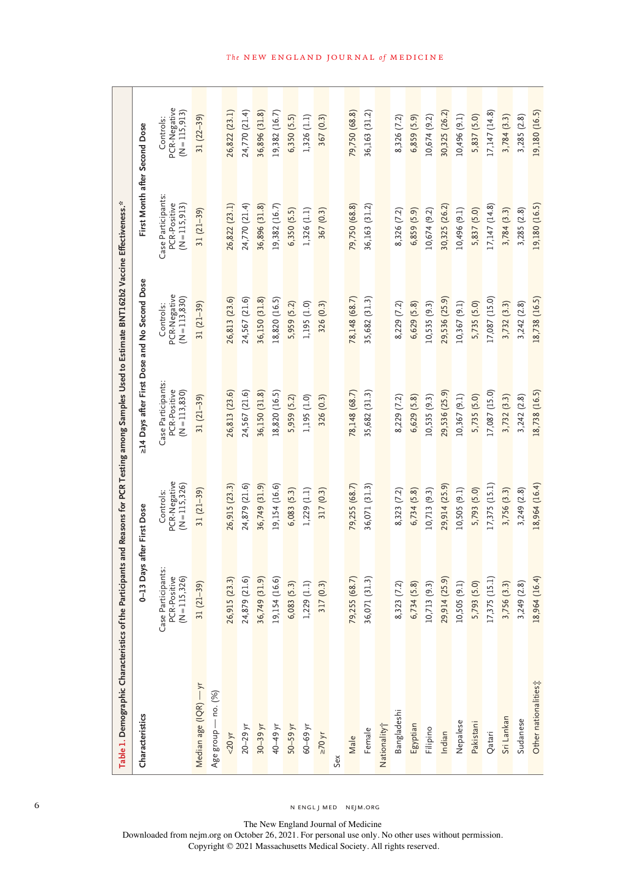**Table 1. Demographic Characteristics of the Participants and Reasons for PCR Testing among Samples Used to Estimate BNT162b2 Vaccine Effectiveness.***

| Characteristics | 0–13 Days after First Dose | | ≥14 Days after First Dose and No Second Dose | | First Month after Second Dose | |
|---|---|---|---|---|---|---|
| | Case Participants: PCR-Positive (N=115,326) | Controls: PCR-Negative (N=115,326) | Case Participants: PCR-Positive (N=113,830) | Controls: PCR-Negative (N=113,830) | Case Participants: PCR-Positive (N=115,913) | Controls: PCR-Negative (N=115,913) |
| Median age (IQR) — yr | 31 (21–39) | 31 (21–39) | 31 (21–39) | 31 (21–39) | 31 (21–39) | 31 (22–39) |
| Age group — no. (%) | | | | | | |
| <20 yr | 26,915 (23.3) | 26,915 (23.3) | 26,813 (23.6) | 26,813 (23.6) | 26,822 (23.1) | 26,822 (23.1) |
| 20–29 yr | 24,879 (21.6) | 24,879 (21.6) | 24,567 (21.6) | 24,567 (21.6) | 24,770 (21.4) | 24,770 (21.4) |
| 30–39 yr | 36,749 (31.9) | 36,749 (31.9) | 36,150 (31.8) | 36,150 (31.8) | 36,896 (31.8) | 36,896 (31.8) |
| 40–49 yr | 19,154 (16.6) | 19,154 (16.6) | 18,820 (16.5) | 18,820 (16.5) | 19,382 (16.7) | 19,382 (16.7) |
| 50–59 yr | 6,083 (5.3) | 6,083 (5.3) | 5,959 (5.2) | 5,959 (5.2) | 6,350 (5.5) | 6,350 (5.5) |
| 60–69 yr | 1,229 (1.1) | 1,229 (1.1) | 1,195 (1.0) | 1,195 (1.0) | 1,326 (1.1) | 1,326 (1.1) |
| ≥70 yr | 317 (0.3) | 317 (0.3) | 326 (0.3) | 326 (0.3) | 367 (0.3) | 367 (0.3) |
| Sex | | | | | | |
| Male | 79,255 (68.7) | 79,255 (68.7) | 78,148 (68.7) | 78,148 (68.7) | 79,750 (68.8) | 79,750 (68.8) |
| Female | 36,071 (31.3) | 36,071 (31.3) | 35,682 (31.3) | 35,682 (31.3) | 36,163 (31.2) | 36,163 (31.2) |
| Nationality† | | | | | | |
| Bangladeshi | 8,323 (7.2) | 8,323 (7.2) | 8,229 (7.2) | 8,229 (7.2) | 8,326 (7.2) | 8,326 (7.2) |
| Egyptian | 6,734 (5.8) | 6,734 (5.8) | 6,629 (5.8) | 6,629 (5.8) | 6,859 (5.9) | 6,859 (5.9) |
| Filipino | 10,713 (9.3) | 10,713 (9.3) | 10,535 (9.3) | 10,535 (9.3) | 10,674 (9.2) | 10,674 (9.2) |
| Indian | 29,914 (25.9) | 29,914 (25.9) | 29,536 (25.9) | 29,536 (25.9) | 30,325 (26.2) | 30,325 (26.2) |
| Nepalese | 10,505 (9.1) | 10,505 (9.1) | 10,367 (9.1) | 10,367 (9.1) | 10,496 (9.1) | 10,496 (9.1) |
| Pakistani | 5,793 (5.0) | 5,793 (5.0) | 5,735 (5.0) | 5,735 (5.0) | 5,837 (5.0) | 5,837 (5.0) |
| Qatari | 17,375 (15.1) | 17,375 (15.1) | 17,087 (15.0) | 17,087 (15.0) | 17,147 (14.8) | 17,147 (14.8) |
| Sri Lankan | 3,756 (3.3) | 3,756 (3.3) | 3,732 (3.3) | 3,732 (3.3) | 3,784 (3.3) | 3,784 (3.3) |
| Sudanese | 3,249 (2.8) | 3,249 (2.8) | 3,242 (2.8) | 3,242 (2.8) | 3,285 (2.8) | 3,285 (2.8) |
| Other nationalities‡ | 18,964 (16.4) | 18,964 (16.4) | 18,738 (16.5) | 18,738 (16.5) | 19,180 (16.5) | 19,180 (16.5) |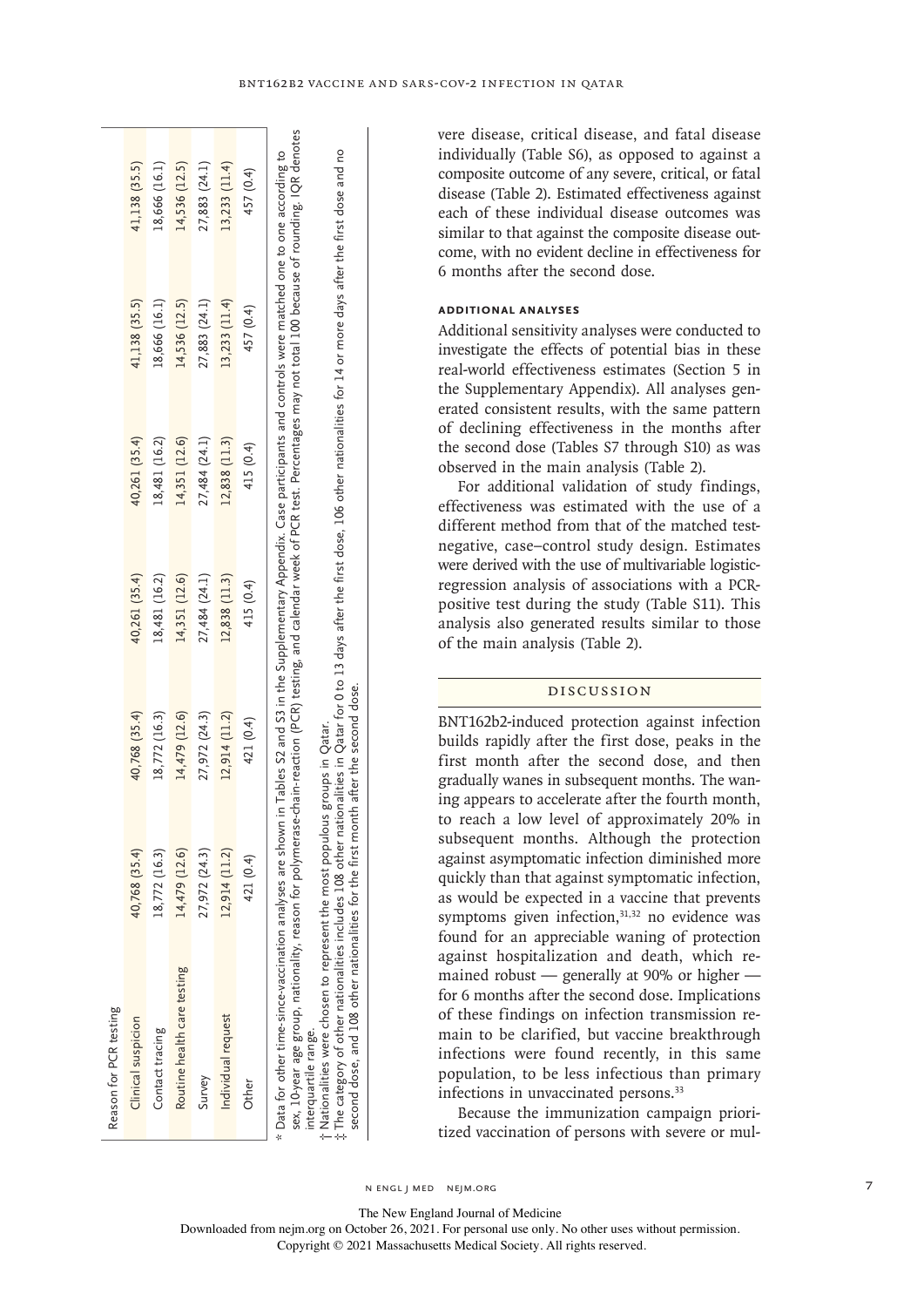| Reason for PCR testing | | | | | | |
|---|---|---|---|---|---|---|
| Clinical suspicion | 40,768 (35.4) | 40,768 (35.4) | 40,261 (35.4) | 40,261 (35.4) | 41,138 (35.5) | 41,138 (35.5) |
| Contact tracing | 18,772 (16.3) | 18,772 (16.3) | 18,481 (16.2) | 18,481 (16.2) | 18,666 (16.1) | 18,666 (16.1) |
| Routine health care testing | 14,479 (12.6) | 14,479 (12.6) | 14,351 (12.6) | 14,351 (12.6) | 14,536 (12.5) | 14,536 (12.5) |
| Survey | 27,972 (24.3) | 27,972 (24.3) | 27,484 (24.1) | 27,484 (24.1) | 27,883 (24.1) | 27,883 (24.1) |
| Individual request | 12,914 (11.2) | 12,914 (11.2) | 12,838 (11.3) | 12,838 (11.3) | 13,233 (11.4) | 13,233 (11.4) |
| Other | 421 (0.4) | 421 (0.4) | 415 (0.4) | 415 (0.4) | 457 (0.4) | 457 (0.4) |

* Data for other time-since-vaccination analyses are shown in Tables S2 and S3 in the Supplementary Appendix. Case participants and controls were matched one to one according to sex, 10-year age group, nationality, reason for polymerase-chain-reaction (PCR) testing, and calendar week of PCR test. Percentages may not total 100 because of rounding. IQR denotes interquartile range.

† Nationalities were chosen to represent the most populous groups in Qatar.

‡ The category of other nationalities includes 108 other nationalities in Qatar for 0 to 13 days after the first dose, 106 other nationalities for 14 or more days after the first dose and no second dose, and 108 other nationalities for the first month after the second dose.

vere disease, critical disease, and fatal disease individually (Table S6), as opposed to against a composite outcome of any severe, critical, or fatal disease (Table 2). Estimated effectiveness against each of these individual disease outcomes was similar to that against the composite disease outcome, with no evident decline in effectiveness for 6 months after the second dose.

### ADDITIONAL ANALYSES

Additional sensitivity analyses were conducted to investigate the effects of potential bias in these real-world effectiveness estimates (Section 5 in the Supplementary Appendix). All analyses generated consistent results, with the same pattern of declining effectiveness in the months after the second dose (Tables S7 through S10) as was observed in the main analysis (Table 2).

For additional validation of study findings, effectiveness was estimated with the use of a different method from that of the matched test-negative, case–control study design. Estimates were derived with the use of multivariable logistic-regression analysis of associations with a PCR-positive test during the study (Table S11). This analysis also generated results similar to those of the main analysis (Table 2).

## DISCUSSION

BNT162b2-induced protection against infection builds rapidly after the first dose, peaks in the first month after the second dose, and then gradually wanes in subsequent months. The waning appears to accelerate after the fourth month, to reach a low level of approximately 20% in subsequent months. Although the protection against asymptomatic infection diminished more quickly than that against symptomatic infection, as would be expected in a vaccine that prevents symptoms given infection,[31,32] no evidence was found for an appreciable waning of protection against hospitalization and death, which remained robust — generally at 90% or higher — for 6 months after the second dose. Implications of these findings on infection transmission remain to be clarified, but vaccine breakthrough infections were found recently, in this same population, to be less infectious than primary infections in unvaccinated persons.[33]

Because the immunization campaign prioritized vaccination of persons with severe or mul-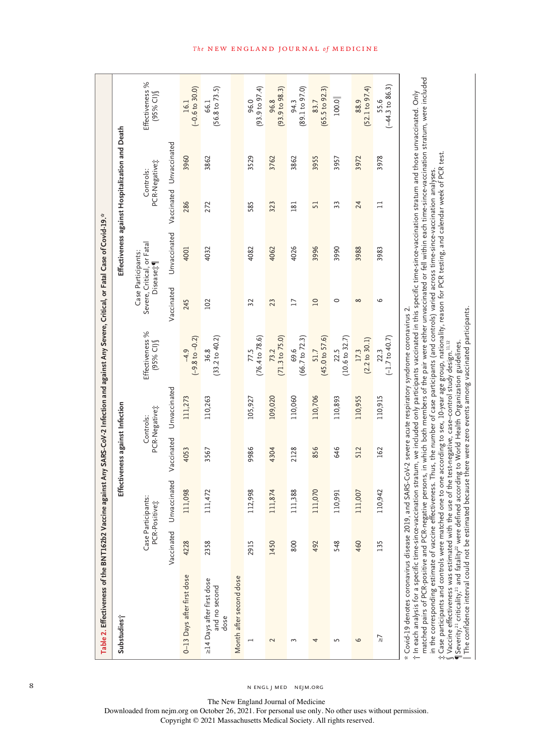**Table 2. Effectiveness of the BNT162b2 Vaccine against Any SARS-CoV-2 Infection and against Any Severe, Critical, or Fatal Case of Covid-19.***

| Substudies† | Effectiveness against Infection | | | | | Effectiveness against Hospitalization and Death | | | | |
|---|---|---|---|---|---|---|---|---|---|---|
| | Case Participants: PCR-Positive‡ | | Controls: PCR-Negative‡ | | Effectiveness % (95% CI)§ | Case Participants: Severe, Critical, or Fatal Disease‡¶ | | Controls: PCR-Negative‡ | | Effectiveness % (95% CI)§ |
| | Vaccinated | Unvaccinated | Vaccinated | Unvaccinated | | Vaccinated | Unvaccinated | Vaccinated | Unvaccinated | |
| 0–13 Days after first dose | 4228 | 111,098 | 4053 | 111,273 | −4.9 (−9.8 to −0.2) | 245 | 4001 | 286 | 3960 | 16.1 (−0.6 to 30.0) |
| ≥14 Days after first dose and no second dose | 2358 | 111,472 | 3567 | 110,263 | 36.8 (33.2 to 40.2) | 102 | 4032 | 272 | 3862 | 66.1 (56.8 to 73.5) |
| Month after second dose | | | | | | | | | | |
| 1 | 2915 | 112,998 | 9986 | 105,927 | 77.5 (76.4 to 78.6) | 32 | 4082 | 585 | 3529 | 96.0 (93.9 to 97.4) |
| 2 | 1450 | 111,874 | 4304 | 109,020 | 73.2 (71.3 to 75.0) | 23 | 4062 | 323 | 3762 | 96.8 (93.9 to 98.3) |
| 3 | 800 | 111,388 | 2128 | 110,060 | 69.6 (66.7 to 72.3) | 17 | 4026 | 181 | 3862 | 94.3 (89.1 to 97.0) |
| 4 | 492 | 111,070 | 856 | 110,706 | 51.7 (45.0 to 57.6) | 10 | 3996 | 51 | 3955 | 83.7 (65.5 to 92.3) |
| 5 | 548 | 110,991 | 646 | 110,893 | 22.5 (10.6 to 32.7) | 0 | 3990 | 33 | 3957 | 100.0‖ |
| 6 | 460 | 111,007 | 512 | 110,955 | 17.3 (2.2 to 30.1) | 8 | 3988 | 24 | 3972 | 88.9 (52.1 to 97.4) |
| ≥7 | 135 | 110,942 | 162 | 110,915 | 22.3 (−1.7 to 40.7) | 6 | 3983 | 11 | 3978 | 55.6 (−44.3 to 86.3) |

\* Covid-19 denotes coronavirus disease 2019, and SARS-CoV-2 severe acute respiratory syndrome coronavirus 2.

† In each analysis for a specific time-since-vaccination stratum, we included only participants vaccinated in this specific time-since-vaccination stratum and those unvaccinated. Only matched pairs of PCR-positive and PCR-negative persons, in which both members of the pair were either unvaccinated or fell within each time-since-vaccination stratum, were included in the corresponding estimate of vaccine effectiveness. Thus, the number of case participants (and controls) varied across time-since-vaccination analyses.

‡ Case participants and controls were matched one to one according to sex, 10-year age group, nationality, reason for PCR testing, and calendar week of PCR test.

§ Vaccine effectiveness was estimated with the use of the test-negative, case–control study design.[11,12]

¶ Severity,[21] criticality,[21] and fatality[22] were defined according to World Health Organization guidelines.

‖ The confidence interval could not be estimated because there were zero events among vaccinated participants.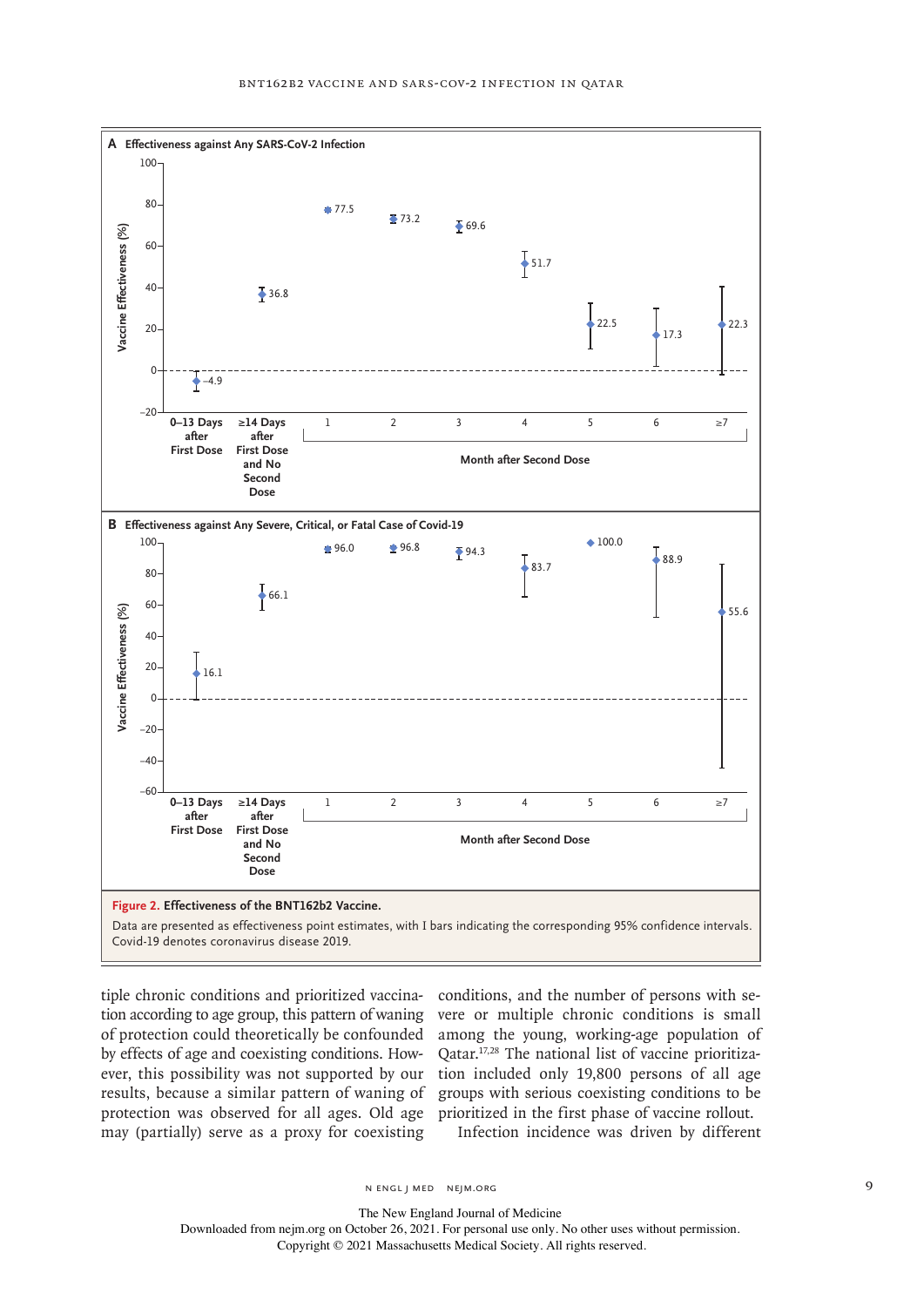**Figure 2. Effectiveness of the BNT162b2 Vaccine.**

Data are presented as effectiveness point estimates, with I bars indicating the corresponding 95% confidence intervals. Covid-19 denotes coronavirus disease 2019.

tiple chronic conditions and prioritized vaccination according to age group, this pattern of waning of protection could theoretically be confounded by effects of age and coexisting conditions. However, this possibility was not supported by our results, because a similar pattern of waning of protection was observed for all ages. Old age may (partially) serve as a proxy for coexisting conditions, and the number of persons with severe or multiple chronic conditions is small among the young, working-age population of Qatar.[17,28] The national list of vaccine prioritization included only 19,800 persons of all age groups with serious coexisting conditions to be prioritized in the first phase of vaccine rollout.

Infection incidence was driven by different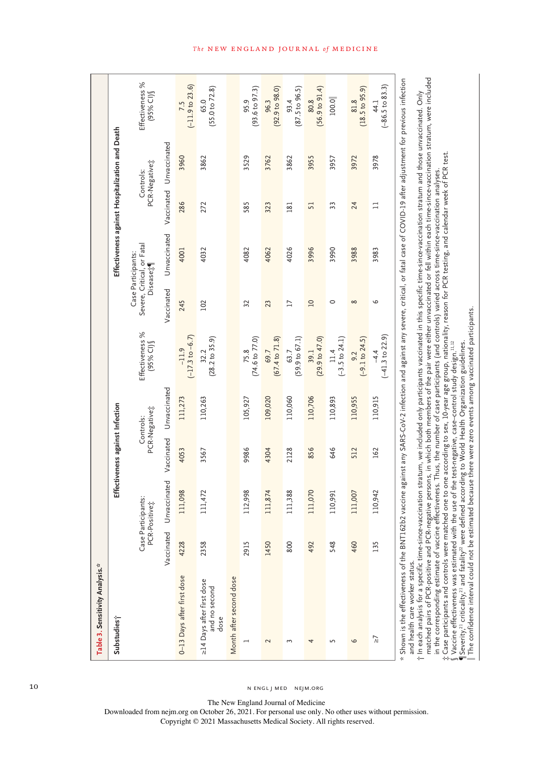**Table 3. Sensitivity Analysis.***

| Substudies† | Effectiveness against Infection | | | | | Effectiveness against Hospitalization and Death | | | | |
|---|---|---|---|---|---|---|---|---|---|---|
| | Case Participants: PCR-Positive‡ | | Controls: PCR-Negative‡ | | Effectiveness % (95% CI)§ | Case Participants: Severe, Critical, or Fatal Disease‡¶ | | Controls: PCR-Negative‡ | | Effectiveness % (95% CI)§ |
| | Vaccinated | Unvaccinated | Vaccinated | Unvaccinated | | Vaccinated | Unvaccinated | Vaccinated | Unvaccinated | |
| 0–13 Days after first dose | 4228 | 111,098 | 4053 | 111,273 | −11.9 (−17.3 to −6.7) | 245 | 4001 | 286 | 3960 | 7.5 (−11.9 to 23.6) |
| ≥14 Days after first dose and no second dose | 2358 | 111,472 | 3567 | 110,263 | 32.2 (28.2 to 35.9) | 102 | 4032 | 272 | 3862 | 65.0 (55.0 to 72.8) |
| Month after second dose | | | | | | | | | | |
| 1 | 2915 | 112,998 | 9986 | 105,927 | 75.8 (74.6 to 77.0) | 32 | 4082 | 585 | 3529 | 95.9 (93.6 to 97.3) |
| 2 | 1450 | 111,874 | 4304 | 109,020 | 69.7 (67.4 to 71.8) | 23 | 4062 | 323 | 3762 | 96.3 (92.9 to 98.0) |
| 3 | 800 | 111,388 | 2128 | 110,060 | 63.7 (59.9 to 67.1) | 17 | 4026 | 181 | 3862 | 93.4 (87.5 to 96.5) |
| 4 | 492 | 111,070 | 856 | 110,706 | 39.1 (29.9 to 47.0) | 10 | 3996 | 51 | 3955 | 80.8 (56.9 to 91.4) |
| 5 | 548 | 110,991 | 646 | 110,893 | 11.4 (−3.5 to 24.1) | 0 | 3990 | 33 | 3957 | 100.0‖ |
| 6 | 460 | 111,007 | 512 | 110,955 | 9.2 (−9.1 to 24.5) | 8 | 3988 | 24 | 3972 | 81.8 (18.5 to 95.9) |
| ≥7 | 135 | 110,942 | 162 | 110,915 | −4.4 (−41.3 to 22.9) | 6 | 3983 | 11 | 3978 | 44.1 (−86.5 to 83.3) |

\* Shown is the effectiveness of the BNT162b2 vaccine against any SARS-CoV-2 infection and against any severe, critical, or fatal case of COVID-19 after adjustment for previous infection and health care worker status.

† In each analysis for a specific time-since-vaccination stratum, we included only participants vaccinated in this specific time-since-vaccination stratum and those unvaccinated. Only matched pairs of PCR-positive and PCR-negative persons, in which both members of the pair were either unvaccinated or fell within each time-since-vaccination stratum, were included in the corresponding estimate of vaccine effectiveness. Thus, the number of case participants (and controls) varied across time-since-vaccination analyses.

‡ Case participants and controls were matched one to one according to sex, 10-year age group, nationality, reason for PCR testing, and calendar week of PCR test.

§ Vaccine effectiveness was estimated with the use of the test-negative, case–control study design.[11,12]

¶ Severity,[21] criticality,[21] and fatality[22] were defined according to World Health Organization guidelines.

‖ The confidence interval could not be estimated because there were zero events among vaccinated participants.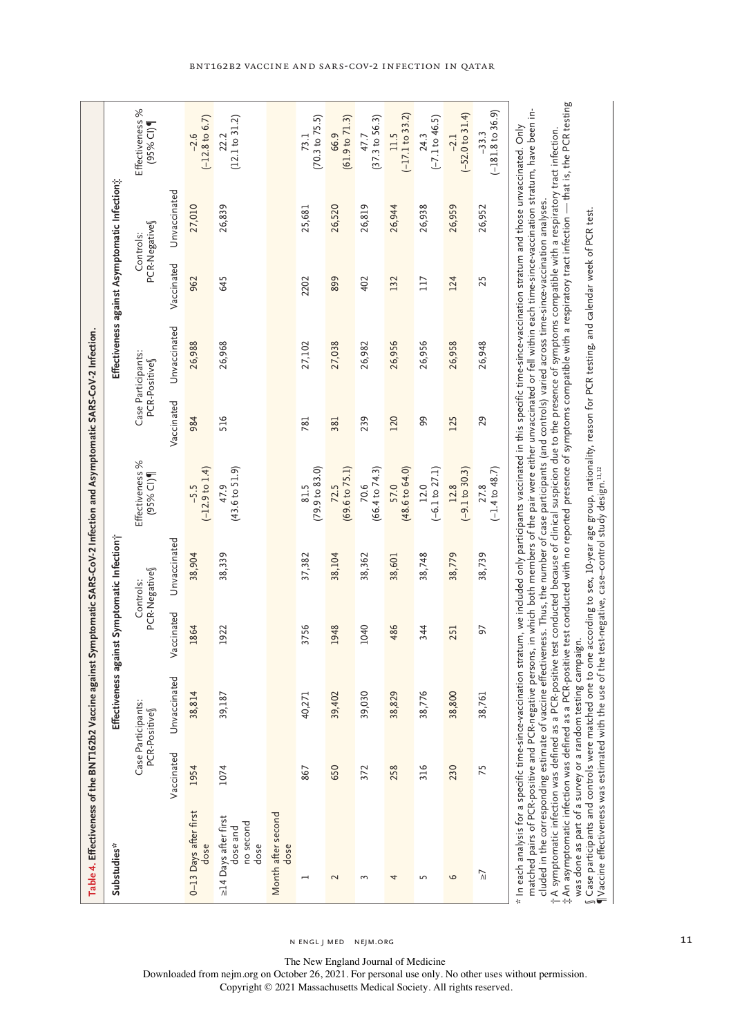**Table 4. Effectiveness of the BNT162b2 Vaccine against Symptomatic SARS-CoV-2 Infection and Asymptomatic SARS-CoV-2 Infection.**

| Substudies* | Effectiveness against Symptomatic Infection† | | | | | Effectiveness against Asymptomatic Infection‡ | | | | |
|---|---|---|---|---|---|---|---|---|---|---|
| | Case Participants: PCR-Positive§ | | Controls: PCR-Negative§ | | Effectiveness % (95% CI)¶ | Case Participants: PCR-Positive§ | | Controls: PCR-Negative§ | | Effectiveness % (95% CI)¶ |
| | Vaccinated | Unvaccinated | Vaccinated | Unvaccinated | | Vaccinated | Unvaccinated | Vaccinated | Unvaccinated | |
| 0–13 Days after first dose | 1954 | 38,814 | 1864 | 38,904 | −5.5 (−12.9 to 1.4) | 984 | 26,988 | 962 | 27,010 | −2.6 (−12.8 to 6.7) |
| ≥14 Days after first dose and no second dose | 1074 | 39,187 | 1922 | 38,339 | 47.9 (43.6 to 51.9) | 516 | 26,968 | 645 | 26,839 | 22.2 (12.1 to 31.2) |
| Month after second dose | | | | | | | | | | |
| 1 | 867 | 40,271 | 3756 | 37,382 | 81.5 (79.9 to 83.0) | 781 | 27,102 | 2202 | 25,681 | 73.1 (70.3 to 75.5) |
| 2 | 650 | 39,402 | 1948 | 38,104 | 72.5 (69.6 to 75.1) | 381 | 27,038 | 899 | 26,520 | 66.9 (61.9 to 71.3) |
| 3 | 372 | 39,030 | 1040 | 38,362 | 70.6 (66.4 to 74.3) | 239 | 26,982 | 402 | 26,819 | 47.7 (37.3 to 56.3) |
| 4 | 258 | 38,829 | 486 | 38,601 | 57.0 (48.6 to 64.0) | 120 | 26,956 | 132 | 26,944 | 11.5 (−17.1 to 33.2) |
| 5 | 316 | 38,776 | 344 | 38,748 | 12.0 (−6.1 to 27.1) | 99 | 26,956 | 117 | 26,938 | 24.3 (−7.1 to 46.5) |
| 6 | 230 | 38,800 | 251 | 38,779 | 12.8 (−9.1 to 30.3) | 125 | 26,958 | 124 | 26,959 | −2.1 (−52.0 to 31.4) |
| ≥7 | 75 | 38,761 | 97 | 38,739 | 27.8 (−1.4 to 48.7) | 29 | 26,948 | 25 | 26,952 | −33.3 (−181.8 to 36.9) |

\* In each analysis for a specific time-since-vaccination stratum, we included only participants vaccinated in this specific time-since-vaccination stratum and those unvaccinated. Only matched pairs of PCR-positive and PCR-negative persons, in which both members of the pair were either unvaccinated or fell within each time-since-vaccination stratum, have been included in the corresponding estimate of vaccine effectiveness. Thus, the number of case participants (and controls) varied across time-since-vaccination analyses.

† A symptomatic infection was defined as a PCR-positive test conducted because of clinical suspicion due to the presence of symptoms compatible with a respiratory tract infection.

‡ An asymptomatic infection was defined as a PCR-positive test conducted with no reported presence of symptoms compatible with a respiratory tract infection — that is, the PCR testing was done as part of a survey or a random testing campaign.

§ Case participants and controls were matched one to one according to sex, 10-year age group, nationality, reason for PCR testing, and calendar week of PCR test.

¶ Vaccine effectiveness was estimated with the use of the test-negative, case–control study design.[11,12]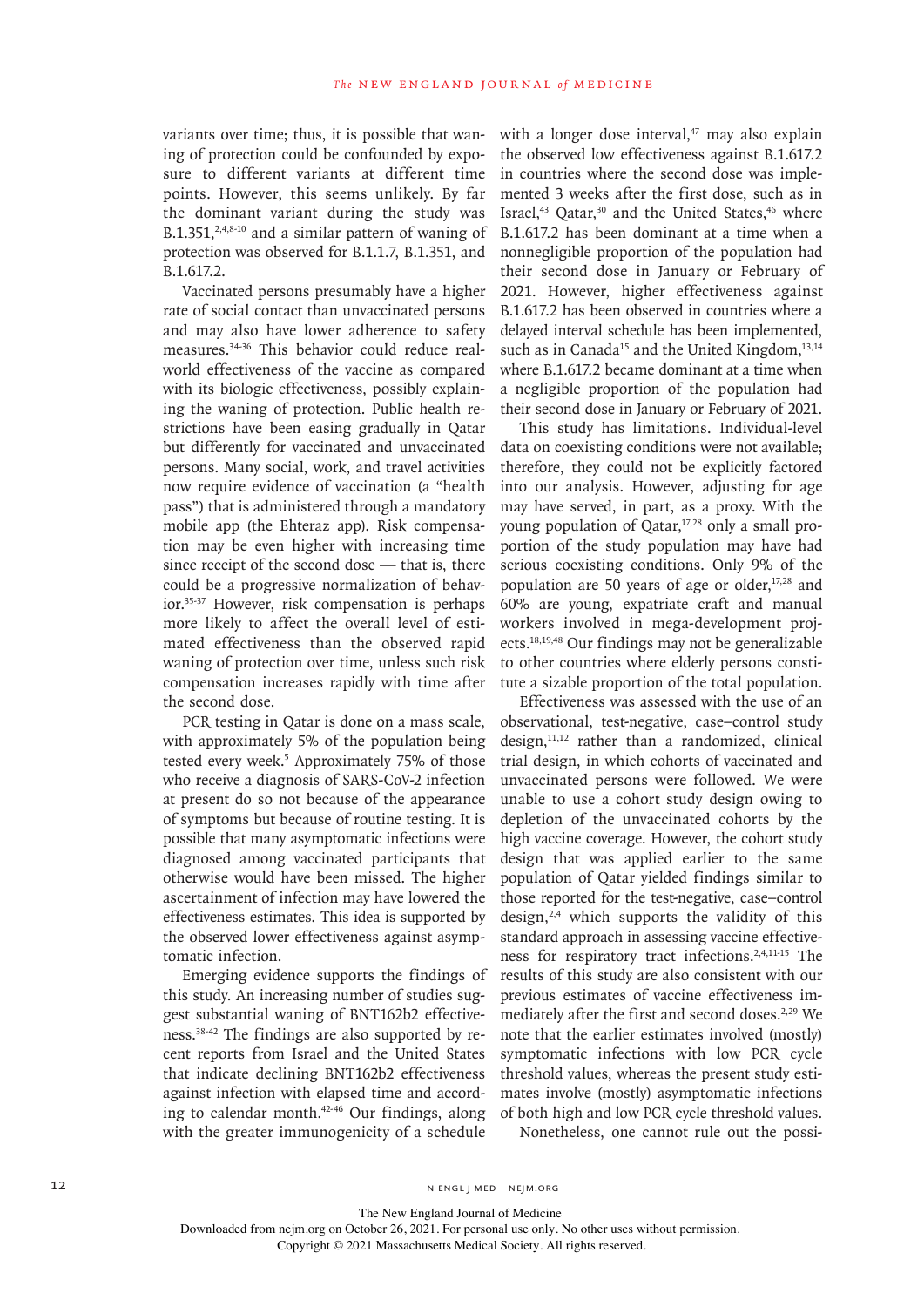variants over time; thus, it is possible that waning of protection could be confounded by exposure to different variants at different time points. However, this seems unlikely. By far the dominant variant during the study was B.1.351,[2,4,8-10] and a similar pattern of waning of protection was observed for B.1.1.7, B.1.351, and B.1.617.2.

Vaccinated persons presumably have a higher rate of social contact than unvaccinated persons and may also have lower adherence to safety measures.[34-36] This behavior could reduce real-world effectiveness of the vaccine as compared with its biologic effectiveness, possibly explaining the waning of protection. Public health restrictions have been easing gradually in Qatar but differently for vaccinated and unvaccinated persons. Many social, work, and travel activities now require evidence of vaccination (a "health pass") that is administered through a mandatory mobile app (the Ehteraz app). Risk compensation may be even higher with increasing time since receipt of the second dose — that is, there could be a progressive normalization of behavior.[35-37] However, risk compensation is perhaps more likely to affect the overall level of estimated effectiveness than the observed rapid waning of protection over time, unless such risk compensation increases rapidly with time after the second dose.

PCR testing in Qatar is done on a mass scale, with approximately 5% of the population being tested every week.[5] Approximately 75% of those who receive a diagnosis of SARS-CoV-2 infection at present do so not because of the appearance of symptoms but because of routine testing. It is possible that many asymptomatic infections were diagnosed among vaccinated participants that otherwise would have been missed. The higher ascertainment of infection may have lowered the effectiveness estimates. This idea is supported by the observed lower effectiveness against asymptomatic infection.

Emerging evidence supports the findings of this study. An increasing number of studies suggest substantial waning of BNT162b2 effectiveness.[38-42] The findings are also supported by recent reports from Israel and the United States that indicate declining BNT162b2 effectiveness against infection with elapsed time and according to calendar month.[42-46] Our findings, along with the greater immunogenicity of a schedule with a longer dose interval,[47] may also explain the observed low effectiveness against B.1.617.2 in countries where the second dose was implemented 3 weeks after the first dose, such as in Israel,[43] Qatar,[30] and the United States,[46] where B.1.617.2 has been dominant at a time when a nonnegligible proportion of the population had their second dose in January or February of 2021. However, higher effectiveness against B.1.617.2 has been observed in countries where a delayed interval schedule has been implemented, such as in Canada[15] and the United Kingdom,[13,14] where B.1.617.2 became dominant at a time when a negligible proportion of the population had their second dose in January or February of 2021.

This study has limitations. Individual-level data on coexisting conditions were not available; therefore, they could not be explicitly factored into our analysis. However, adjusting for age may have served, in part, as a proxy. With the young population of Qatar,[17,28] only a small proportion of the study population may have had serious coexisting conditions. Only 9% of the population are 50 years of age or older,[17,28] and 60% are young, expatriate craft and manual workers involved in mega-development projects.[18,19,48] Our findings may not be generalizable to other countries where elderly persons constitute a sizable proportion of the total population.

Effectiveness was assessed with the use of an observational, test-negative, case–control study design,[11,12] rather than a randomized, clinical trial design, in which cohorts of vaccinated and unvaccinated persons were followed. We were unable to use a cohort study design owing to depletion of the unvaccinated cohorts by the high vaccine coverage. However, the cohort study design that was applied earlier to the same population of Qatar yielded findings similar to those reported for the test-negative, case–control design,[2,4] which supports the validity of this standard approach in assessing vaccine effectiveness for respiratory tract infections.[2,4,11-15] The results of this study are also consistent with our previous estimates of vaccine effectiveness immediately after the first and second doses.[2,29] We note that the earlier estimates involved (mostly) symptomatic infections with low PCR cycle threshold values, whereas the present study estimates involve (mostly) asymptomatic infections of both high and low PCR cycle threshold values.

Nonetheless, one cannot rule out the possi-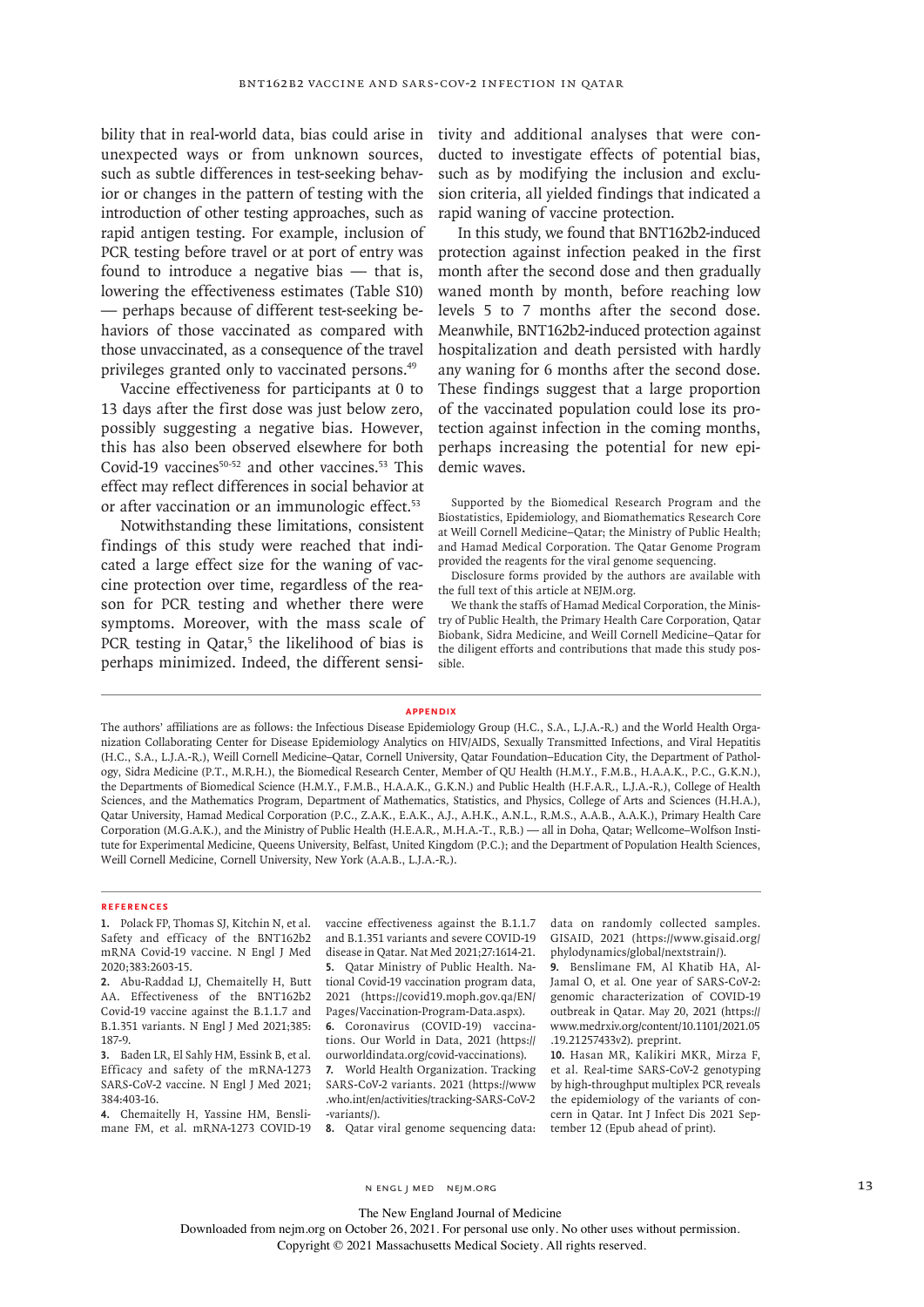bility that in real-world data, bias could arise in unexpected ways or from unknown sources, such as subtle differences in test-seeking behavior or changes in the pattern of testing with the introduction of other testing approaches, such as rapid antigen testing. For example, inclusion of PCR testing before travel or at port of entry was found to introduce a negative bias — that is, lowering the effectiveness estimates (Table S10) — perhaps because of different test-seeking behaviors of those vaccinated as compared with those unvaccinated, as a consequence of the travel privileges granted only to vaccinated persons.[49]

Vaccine effectiveness for participants at 0 to 13 days after the first dose was just below zero, possibly suggesting a negative bias. However, this has also been observed elsewhere for both Covid-19 vaccines[50-52] and other vaccines.[53] This effect may reflect differences in social behavior at or after vaccination or an immunologic effect.[53]

Notwithstanding these limitations, consistent findings of this study were reached that indicated a large effect size for the waning of vaccine protection over time, regardless of the reason for PCR testing and whether there were symptoms. Moreover, with the mass scale of PCR testing in Qatar,[5] the likelihood of bias is perhaps minimized. Indeed, the different sensitivity and additional analyses that were conducted to investigate effects of potential bias, such as by modifying the inclusion and exclusion criteria, all yielded findings that indicated a rapid waning of vaccine protection.

In this study, we found that BNT162b2-induced protection against infection peaked in the first month after the second dose and then gradually waned month by month, before reaching low levels 5 to 7 months after the second dose. Meanwhile, BNT162b2-induced protection against hospitalization and death persisted with hardly any waning for 6 months after the second dose. These findings suggest that a large proportion of the vaccinated population could lose its protection against infection in the coming months, perhaps increasing the potential for new epidemic waves.

Supported by the Biomedical Research Program and the Biostatistics, Epidemiology, and Biomathematics Research Core at Weill Cornell Medicine–Qatar; the Ministry of Public Health; and Hamad Medical Corporation. The Qatar Genome Program provided the reagents for the viral genome sequencing.

Disclosure forms provided by the authors are available with the full text of this article at NEJM.org.

We thank the staffs of Hamad Medical Corporation, the Ministry of Public Health, the Primary Health Care Corporation, Qatar Biobank, Sidra Medicine, and Weill Cornell Medicine–Qatar for the diligent efforts and contributions that made this study possible.

## Appendix

The authors' affiliations are as follows: the Infectious Disease Epidemiology Group (H.C., S.A., L.J.A.-R.) and the World Health Organization Collaborating Center for Disease Epidemiology Analytics on HIV/AIDS, Sexually Transmitted Infections, and Viral Hepatitis (H.C., S.A., L.J.A.-R.), Weill Cornell Medicine–Qatar, Cornell University, Qatar Foundation–Education City, the Department of Pathology, Sidra Medicine (P.T., M.R.H.), the Biomedical Research Center, Member of QU Health (H.M.Y., F.M.B., H.A.A.K., P.C., G.K.N.), the Departments of Biomedical Science (H.M.Y., F.M.B., H.A.A.K., G.K.N.) and Public Health (H.F.A.R., L.J.A.-R.), College of Health Sciences, and the Mathematics Program, Department of Mathematics, Statistics, and Physics, College of Arts and Sciences (H.H.A.), Qatar University, Hamad Medical Corporation (P.C., Z.A.K., E.A.K., A.J., A.H.K., A.N.L., R.M.S., A.A.B., A.A.K.), Primary Health Care Corporation (M.G.A.K.), and the Ministry of Public Health (H.E.A.R., M.H.A.-T., R.B.) — all in Doha, Qatar; Wellcome–Wolfson Institute for Experimental Medicine, Queens University, Belfast, United Kingdom (P.C.); and the Department of Population Health Sciences, Weill Cornell Medicine, Cornell University, New York (A.A.B., L.J.A.-R.).

## References

1. Polack FP, Thomas SJ, Kitchin N, et al. Safety and efficacy of the BNT162b2 mRNA Covid-19 vaccine. N Engl J Med 2020;383:2603-15.
2. Abu-Raddad LJ, Chemaitelly H, Butt AA. Effectiveness of the BNT162b2 Covid-19 vaccine against the B.1.1.7 and B.1.351 variants. N Engl J Med 2021;385:187-9.
3. Baden LR, El Sahly HM, Essink B, et al. Efficacy and safety of the mRNA-1273 SARS-CoV-2 vaccine. N Engl J Med 2021;384:403-16.
4. Chemaitelly H, Yassine HM, Benslimane FM, et al. mRNA-1273 COVID-19 vaccine effectiveness against the B.1.1.7 and B.1.351 variants and severe COVID-19 disease in Qatar. Nat Med 2021;27:1614-21.
5. Qatar Ministry of Public Health. National Covid-19 vaccination program data, 2021 (https://covid19.moph.gov.qa/EN/Pages/Vaccination-Program-Data.aspx).
6. Coronavirus (COVID-19) vaccinations. Our World in Data, 2021 (https://ourworldindata.org/covid-vaccinations).
7. World Health Organization. Tracking SARS-CoV-2 variants. 2021 (https://www.who.int/en/activities/tracking-SARS-CoV-2-variants/).
8. Qatar viral genome sequencing data: data on randomly collected samples. GISAID, 2021 (https://www.gisaid.org/phylodynamics/global/nextstrain/).
9. Benslimane FM, Al Khatib HA, Al-Jamal O, et al. One year of SARS-CoV-2: genomic characterization of COVID-19 outbreak in Qatar. May 20, 2021 (https://www.medrxiv.org/content/10.1101/2021.05.19.21257433v2). preprint.
10. Hasan MR, Kalikiri MKR, Mirza F, et al. Real-time SARS-CoV-2 genotyping by high-throughput multiplex PCR reveals the epidemiology of the variants of concern in Qatar. Int J Infect Dis 2021 September 12 (Epub ahead of print).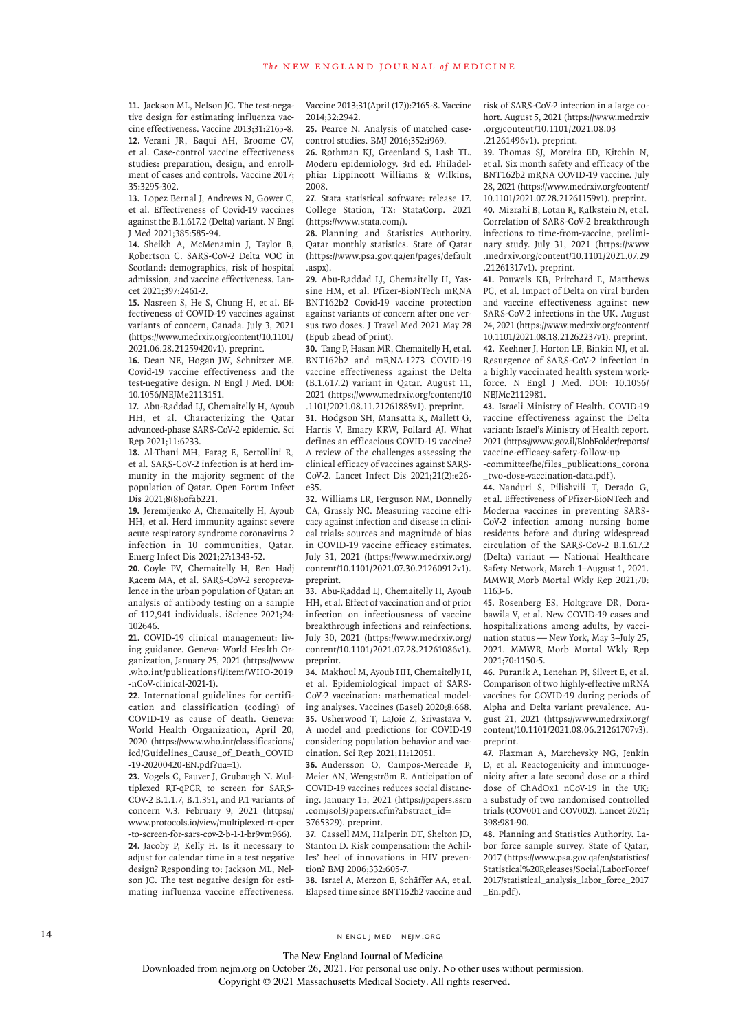11. Jackson ML, Nelson JC. The test-negative design for estimating influenza vaccine effectiveness. Vaccine 2013;31:2165-8.

12. Verani JR, Baqui AH, Broome CV, et al. Case-control vaccine effectiveness studies: preparation, design, and enrollment of cases and controls. Vaccine 2017; 35:3295-302.

13. Lopez Bernal J, Andrews N, Gower C, et al. Effectiveness of Covid-19 vaccines against the B.1.617.2 (Delta) variant. N Engl J Med 2021;385:585-94.

14. Sheikh A, McMenamin J, Taylor B, Robertson C. SARS-CoV-2 Delta VOC in Scotland: demographics, risk of hospital admission, and vaccine effectiveness. Lancet 2021;397:2461-2.

15. Nasreen S, He S, Chung H, et al. Effectiveness of COVID-19 vaccines against variants of concern, Canada. July 3, 2021 (https://www.medrxiv.org/content/10.1101/2021.06.28.21259420v1). preprint.

16. Dean NE, Hogan JW, Schnitzer ME. Covid-19 vaccine effectiveness and the test-negative design. N Engl J Med. DOI: 10.1056/NEJMe2113151.

17. Abu-Raddad LJ, Chemaitelly H, Ayoub HH, et al. Characterizing the Qatar advanced-phase SARS-CoV-2 epidemic. Sci Rep 2021;11:6233.

18. Al-Thani MH, Farag E, Bertollini R, et al. SARS-CoV-2 infection is at herd immunity in the majority segment of the population of Qatar. Open Forum Infect Dis 2021;8(8):ofab221.

19. Jeremijenko A, Chemaitelly H, Ayoub HH, et al. Herd immunity against severe acute respiratory syndrome coronavirus 2 infection in 10 communities, Qatar. Emerg Infect Dis 2021;27:1343-52.

20. Coyle PV, Chemaitelly H, Ben Hadj Kacem MA, et al. SARS-CoV-2 seroprevalence in the urban population of Qatar: an analysis of antibody testing on a sample of 112,941 individuals. iScience 2021;24: 102646.

21. COVID-19 clinical management: living guidance. Geneva: World Health Organization, January 25, 2021 (https://www.who.int/publications/i/item/WHO-2019-nCoV-clinical-2021-1).

22. International guidelines for certification and classification (coding) of COVID-19 as cause of death. Geneva: World Health Organization, April 20, 2020 (https://www.who.int/classifications/icd/Guidelines_Cause_of_Death_COVID-19-20200420-EN.pdf?ua=1).

23. Vogels C, Fauver J, Grubaugh N. Multiplexed RT-qPCR to screen for SARS-COV-2 B.1.1.7, B.1.351, and P.1 variants of concern V.3. February 9, 2021 (https://www.protocols.io/view/multiplexed-rt-qpcr-to-screen-for-sars-cov-2-b-1-1-br9vm966).

24. Jacoby P, Kelly H. Is it necessary to adjust for calendar time in a test negative design? Responding to: Jackson ML, Nelson JC. The test negative design for estimating influenza vaccine effectiveness. Vaccine 2013;31(April (17)):2165-8. Vaccine 2014;32:2942.

25. Pearce N. Analysis of matched case-control studies. BMJ 2016;352:i969.

26. Rothman KJ, Greenland S, Lash TL. Modern epidemiology. 3rd ed. Philadelphia: Lippincott Williams & Wilkins, 2008.

27. Stata statistical software: release 17. College Station, TX: StataCorp. 2021 (https://www.stata.com/).

28. Planning and Statistics Authority. Qatar monthly statistics. State of Qatar (https://www.psa.gov.qa/en/pages/default.aspx).

29. Abu-Raddad LJ, Chemaitelly H, Yassine HM, et al. Pfizer-BioNTech mRNA BNT162b2 Covid-19 vaccine protection against variants of concern after one versus two doses. J Travel Med 2021 May 28 (Epub ahead of print).

30. Tang P, Hasan MR, Chemaitelly H, et al. BNT162b2 and mRNA-1273 COVID-19 vaccine effectiveness against the Delta (B.1.617.2) variant in Qatar. August 11, 2021 (https://www.medrxiv.org/content/10.1101/2021.08.11.21261885v1). preprint.

31. Hodgson SH, Mansatta K, Mallett G, Harris V, Emary KRW, Pollard AJ. What defines an efficacious COVID-19 vaccine? A review of the challenges assessing the clinical efficacy of vaccines against SARS-CoV-2. Lancet Infect Dis 2021;21(2):e26-e35.

32. Williams LR, Ferguson NM, Donnelly CA, Grassly NC. Measuring vaccine efficacy against infection and disease in clinical trials: sources and magnitude of bias in COVID-19 vaccine efficacy estimates. July 31, 2021 (https://www.medrxiv.org/content/10.1101/2021.07.30.21260912v1). preprint.

33. Abu-Raddad LJ, Chemaitelly H, Ayoub HH, et al. Effect of vaccination and of prior infection on infectiousness of vaccine breakthrough infections and reinfections. July 30, 2021 (https://www.medrxiv.org/content/10.1101/2021.07.28.21261086v1). preprint.

34. Makhoul M, Ayoub HH, Chemaitelly H, et al. Epidemiological impact of SARS-CoV-2 vaccination: mathematical modeling analyses. Vaccines (Basel) 2020;8:668.

35. Usherwood T, LaJoie Z, Srivastava V. A model and predictions for COVID-19 considering population behavior and vaccination. Sci Rep 2021;11:12051.

36. Andersson O, Campos-Mercade P, Meier AN, Wengström E. Anticipation of COVID-19 vaccines reduces social distancing. January 15, 2021 (https://papers.ssrn.com/sol3/papers.cfm?abstract_id=3765329). preprint.

37. Cassell MM, Halperin DT, Shelton JD, Stanton D. Risk compensation: the Achilles' heel of innovations in HIV prevention? BMJ 2006;332:605-7.

38. Israel A, Merzon E, Schäffer AA, et al. Elapsed time since BNT162b2 vaccine and risk of SARS-CoV-2 infection in a large cohort. August 5, 2021 (https://www.medrxiv.org/content/10.1101/2021.08.03.21261496v1). preprint.

39. Thomas SJ, Moreira ED, Kitchin N, et al. Six month safety and efficacy of the BNT162b2 mRNA COVID-19 vaccine. July 28, 2021 (https://www.medrxiv.org/content/10.1101/2021.07.28.21261159v1). preprint.

40. Mizrahi B, Lotan R, Kalkstein N, et al. Correlation of SARS-CoV-2 breakthrough infections to time-from-vaccine, preliminary study. July 31, 2021 (https://www.medrxiv.org/content/10.1101/2021.07.29.21261317v1). preprint.

41. Pouwels KB, Pritchard E, Matthews PC, et al. Impact of Delta on viral burden and vaccine effectiveness against new SARS-CoV-2 infections in the UK. August 24, 2021 (https://www.medrxiv.org/content/10.1101/2021.08.18.21262237v1). preprint.

42. Keehner J, Horton LE, Binkin NJ, et al. Resurgence of SARS-CoV-2 infection in a highly vaccinated health system workforce. N Engl J Med. DOI: 10.1056/NEJMc2112981.

43. Israeli Ministry of Health. COVID-19 vaccine effectiveness against the Delta variant: Israel's Ministry of Health report. 2021 (https://www.gov.il/BlobFolder/reports/vaccine-efficacy-safety-follow-up-committee/he/files_publications_corona_two-dose-vaccination-data.pdf).

44. Nanduri S, Pilishvili T, Derado G, et al. Effectiveness of Pfizer-BioNTech and Moderna vaccines in preventing SARS-CoV-2 infection among nursing home residents before and during widespread circulation of the SARS-CoV-2 B.1.617.2 (Delta) variant — National Healthcare Safety Network, March 1–August 1, 2021. MMWR Morb Mortal Wkly Rep 2021;70: 1163-6.

45. Rosenberg ES, Holtgrave DR, Dorabawila V, et al. New COVID-19 cases and hospitalizations among adults, by vaccination status — New York, May 3–July 25, 2021. MMWR Morb Mortal Wkly Rep 2021;70:1150-5.

46. Puranik A, Lenehan PJ, Silvert E, et al. Comparison of two highly-effective mRNA vaccines for COVID-19 during periods of Alpha and Delta variant prevalence. August 21, 2021 (https://www.medrxiv.org/content/10.1101/2021.08.06.21261707v3). preprint.

47. Flaxman A, Marchevsky NG, Jenkin D, et al. Reactogenicity and immunogenicity after a late second dose or a third dose of ChAdOx1 nCoV-19 in the UK: a substudy of two randomised controlled trials (COV001 and COV002). Lancet 2021; 398:981-90.

48. Planning and Statistics Authority. Labor force sample survey. State of Qatar, 2017 (https://www.psa.gov.qa/en/statistics/Statistical%20Releases/Social/LaborForce/2017/statistical_analysis_labor_force_2017_En.pdf).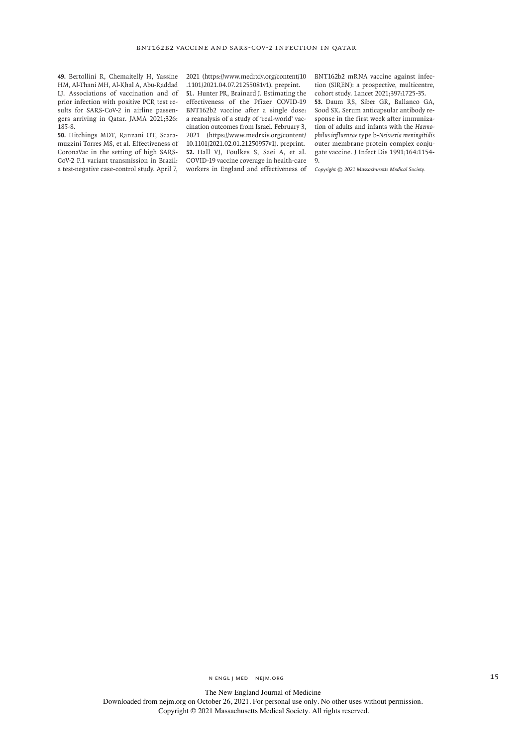**49.** Bertollini R, Chemaitelly H, Yassine HM, Al-Thani MH, Al-Khal A, Abu-Raddad LJ. Associations of vaccination and of prior infection with positive PCR test results for SARS-CoV-2 in airline passengers arriving in Qatar. JAMA 2021;326:185-8.

**50.** Hitchings MDT, Ranzani OT, Scaramuzzini Torres MS, et al. Effectiveness of CoronaVac in the setting of high SARS-CoV-2 P.1 variant transmission in Brazil: a test-negative case-control study. April 7, 2021 (https://www.medrxiv.org/content/10.1101/2021.04.07.21255081v1). preprint.

**51.** Hunter PR, Brainard J. Estimating the effectiveness of the Pfizer COVID-19 BNT162b2 vaccine after a single dose: a reanalysis of a study of 'real-world' vaccination outcomes from Israel. February 3, 2021 (https://www.medrxiv.org/content/10.1101/2021.02.01.21250957v1). preprint.

**52.** Hall VJ, Foulkes S, Saei A, et al. COVID-19 vaccine coverage in health-care workers in England and effectiveness of BNT162b2 mRNA vaccine against infection (SIREN): a prospective, multicentre, cohort study. Lancet 2021;397:1725-35.

**53.** Daum RS, Siber GR, Ballanco GA, Sood SK. Serum anticapsular antibody response in the first week after immunization of adults and infants with the *Haemophilus influenzae* type b-*Neisseria meningitidis* outer membrane protein complex conjugate vaccine. J Infect Dis 1991;164:1154-9.

*Copyright © 2021 Massachusetts Medical Society.*